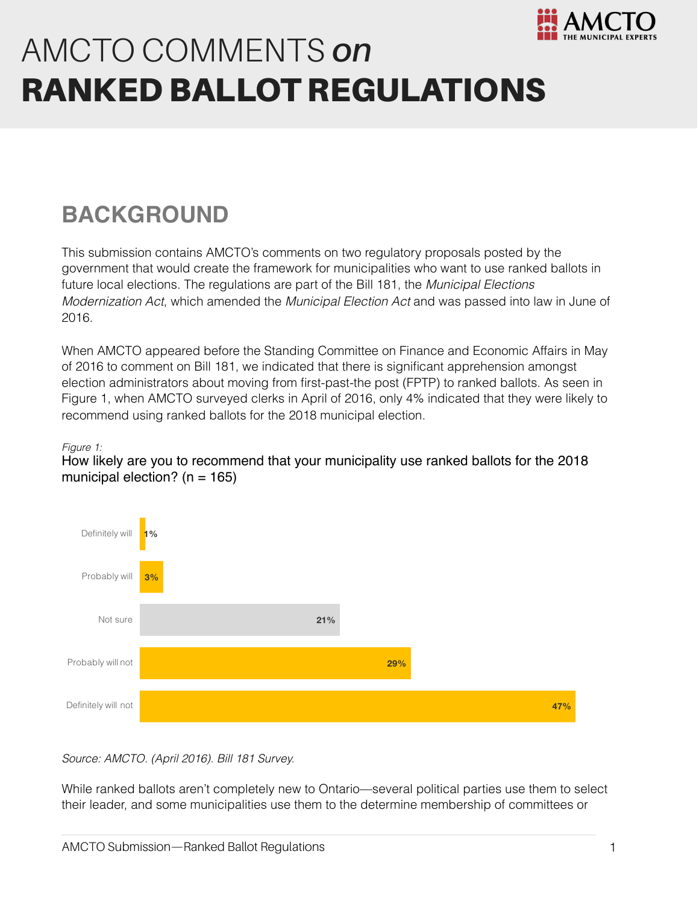# AMCTO COMMENTS *on* RANKED BALLOT REGULATIONS

## BACKGROUND

This submission contains AMCTO's comments on two regulatory proposals posted by the government that would create the framework for municipalities who want to use ranked ballots in future local elections. The regulations are part of the Bill 181, the *Municipal Elections Modernization Act*, which amended the *Municipal Election Act* and was passed into law in June of 2016.

When AMCTO appeared before the Standing Committee on Finance and Economic Affairs in May of 2016 to comment on Bill 181, we indicated that there is significant apprehension amongst election administrators about moving from first-past-the post (FPTP) to ranked ballots. As seen in Figure 1, when AMCTO surveyed clerks in April of 2016, only 4% indicated that they were likely to recommend using ranked ballots for the 2018 municipal election.

*Figure 1:*

How likely are you to recommend that your municipality use ranked ballots for the 2018 municipal election? (n = 165)

Definitely will 1%

Probably will 3%

Not sure 21%

Probably will not 29%

Definitely will not 47%

*Source: AMCTO. (April 2016). Bill 181 Survey.*

While ranked ballots aren't completely new to Ontario—several political parties use them to select their leader, and some municipalities use them to the determine membership of committees or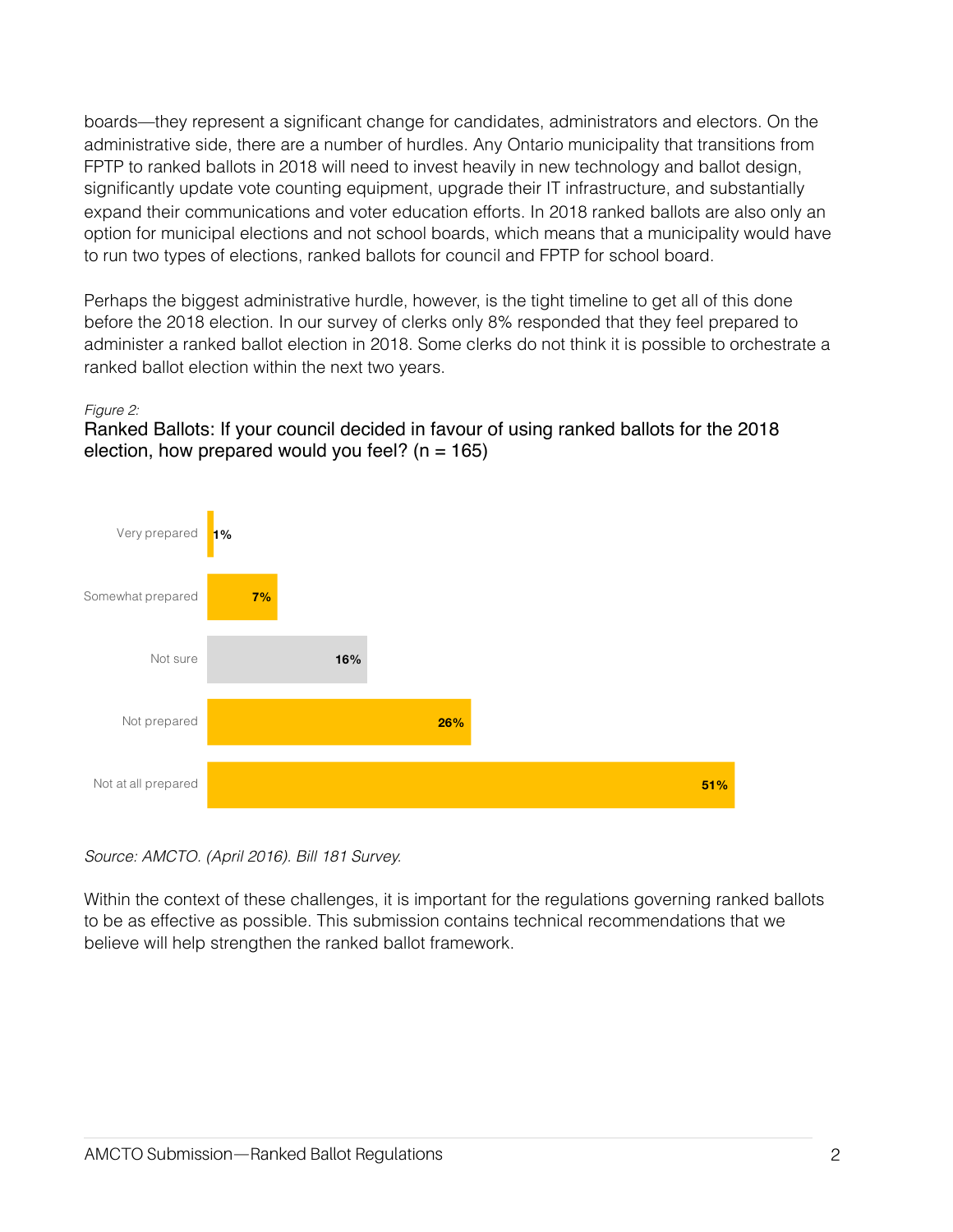boards—they represent a significant change for candidates, administrators and electors. On the administrative side, there are a number of hurdles. Any Ontario municipality that transitions from FPTP to ranked ballots in 2018 will need to invest heavily in new technology and ballot design, significantly update vote counting equipment, upgrade their IT infrastructure, and substantially expand their communications and voter education efforts. In 2018 ranked ballots are also only an option for municipal elections and not school boards, which means that a municipality would have to run two types of elections, ranked ballots for council and FPTP for school board.

Perhaps the biggest administrative hurdle, however, is the tight timeline to get all of this done before the 2018 election. In our survey of clerks only 8% responded that they feel prepared to administer a ranked ballot election in 2018. Some clerks do not think it is possible to orchestrate a ranked ballot election within the next two years.

*Figure 2:*

Ranked Ballots: If your council decided in favour of using ranked ballots for the 2018 election, how prepared would you feel? (n = 165)

Very prepared 1%
Somewhat prepared 7%
Not sure 16%
Not prepared 26%
Not at all prepared 51%

*Source: AMCTO. (April 2016). Bill 181 Survey.*

Within the context of these challenges, it is important for the regulations governing ranked ballots to be as effective as possible. This submission contains technical recommendations that we believe will help strengthen the ranked ballot framework.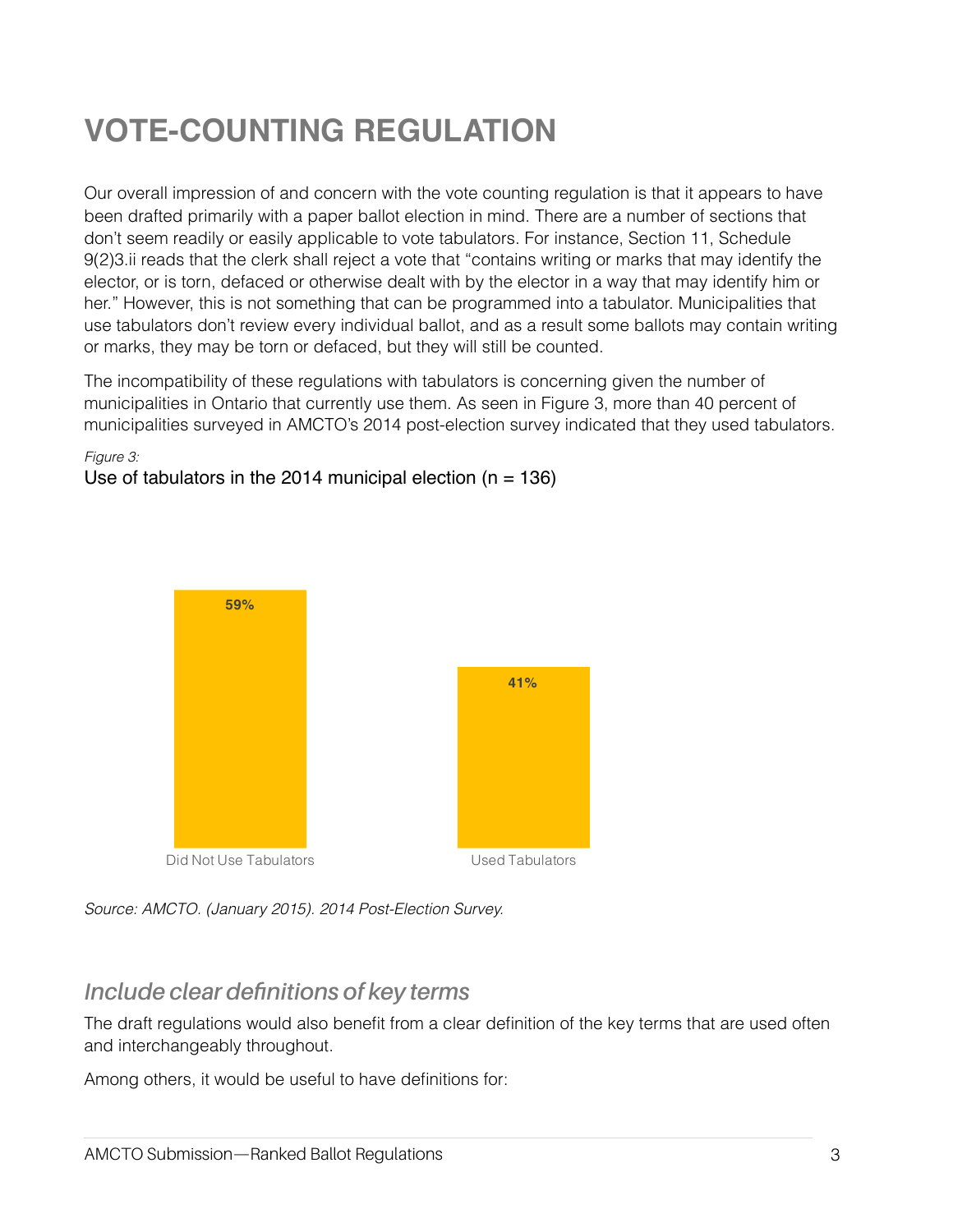# VOTE-COUNTING REGULATION

Our overall impression of and concern with the vote counting regulation is that it appears to have been drafted primarily with a paper ballot election in mind. There are a number of sections that don't seem readily or easily applicable to vote tabulators. For instance, Section 11, Schedule 9(2)3.ii reads that the clerk shall reject a vote that "contains writing or marks that may identify the elector, or is torn, defaced or otherwise dealt with by the elector in a way that may identify him or her." However, this is not something that can be programmed into a tabulator. Municipalities that use tabulators don't review every individual ballot, and as a result some ballots may contain writing or marks, they may be torn or defaced, but they will still be counted.

The incompatibility of these regulations with tabulators is concerning given the number of municipalities in Ontario that currently use them. As seen in Figure 3, more than 40 percent of municipalities surveyed in AMCTO's 2014 post-election survey indicated that they used tabulators.

*Figure 3:*

Use of tabulators in the 2014 municipal election (n = 136)

59%

41%

Did Not Use Tabulators

Used Tabulators

*Source: AMCTO. (January 2015). 2014 Post-Election Survey.*

## *Include clear definitions of key terms*

The draft regulations would also benefit from a clear definition of the key terms that are used often and interchangeably throughout.

Among others, it would be useful to have definitions for: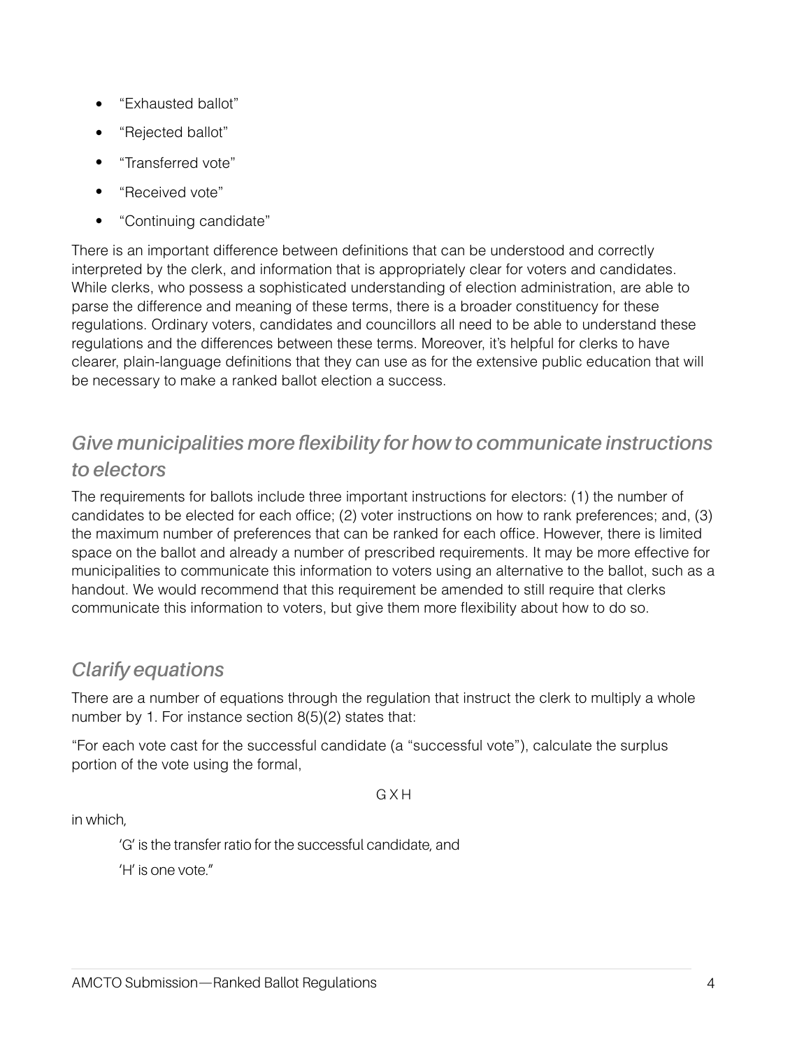- “Exhausted ballot”
- “Rejected ballot”
- “Transferred vote”
- “Received vote”
- “Continuing candidate”

There is an important difference between definitions that can be understood and correctly interpreted by the clerk, and information that is appropriately clear for voters and candidates. While clerks, who possess a sophisticated understanding of election administration, are able to parse the difference and meaning of these terms, there is a broader constituency for these regulations. Ordinary voters, candidates and councillors all need to be able to understand these regulations and the differences between these terms. Moreover, it’s helpful for clerks to have clearer, plain-language definitions that they can use as for the extensive public education that will be necessary to make a ranked ballot election a success.

## *Give municipalities more flexibility for how to communicate instructions to electors*

The requirements for ballots include three important instructions for electors: (1) the number of candidates to be elected for each office; (2) voter instructions on how to rank preferences; and, (3) the maximum number of preferences that can be ranked for each office. However, there is limited space on the ballot and already a number of prescribed requirements. It may be more effective for municipalities to communicate this information to voters using an alternative to the ballot, such as a handout. We would recommend that this requirement be amended to still require that clerks communicate this information to voters, but give them more flexibility about how to do so.

## *Clarify equations*

There are a number of equations through the regulation that instruct the clerk to multiply a whole number by 1. For instance section 8(5)(2) states that:

“For each vote cast for the successful candidate (a “successful vote”), calculate the surplus portion of the vote using the formal,

$$G \times H$$

in which,

> ‘G’ is the transfer ratio for the successful candidate, and
>
> ‘H’ is one vote.”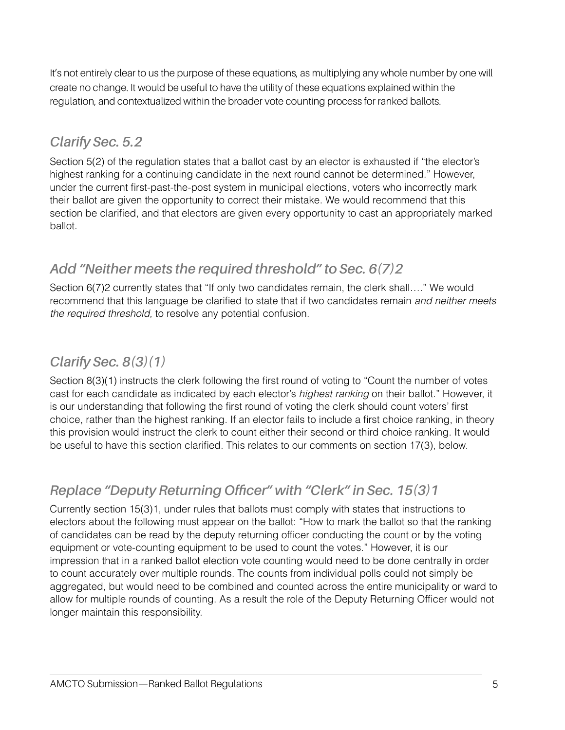It's not entirely clear to us the purpose of these equations, as multiplying any whole number by one will create no change. It would be useful to have the utility of these equations explained within the regulation, and contextualized within the broader vote counting process for ranked ballots.

## *Clarify Sec. 5.2*

Section 5(2) of the regulation states that a ballot cast by an elector is exhausted if "the elector's highest ranking for a continuing candidate in the next round cannot be determined." However, under the current first-past-the-post system in municipal elections, voters who incorrectly mark their ballot are given the opportunity to correct their mistake. We would recommend that this section be clarified, and that electors are given every opportunity to cast an appropriately marked ballot.

## *Add "Neither meets the required threshold" to Sec. 6(7)2*

Section 6(7)2 currently states that "If only two candidates remain, the clerk shall…." We would recommend that this language be clarified to state that if two candidates remain *and neither meets the required threshold,* to resolve any potential confusion.

## *Clarify Sec. 8(3)(1)*

Section 8(3)(1) instructs the clerk following the first round of voting to "Count the number of votes cast for each candidate as indicated by each elector's *highest ranking* on their ballot." However, it is our understanding that following the first round of voting the clerk should count voters' first choice, rather than the highest ranking. If an elector fails to include a first choice ranking, in theory this provision would instruct the clerk to count either their second or third choice ranking. It would be useful to have this section clarified. This relates to our comments on section 17(3), below.

## *Replace "Deputy Returning Officer" with "Clerk" in Sec. 15(3)1*

Currently section 15(3)1, under rules that ballots must comply with states that instructions to electors about the following must appear on the ballot: "How to mark the ballot so that the ranking of candidates can be read by the deputy returning officer conducting the count or by the voting equipment or vote-counting equipment to be used to count the votes." However, it is our impression that in a ranked ballot election vote counting would need to be done centrally in order to count accurately over multiple rounds. The counts from individual polls could not simply be aggregated, but would need to be combined and counted across the entire municipality or ward to allow for multiple rounds of counting. As a result the role of the Deputy Returning Officer would not longer maintain this responsibility.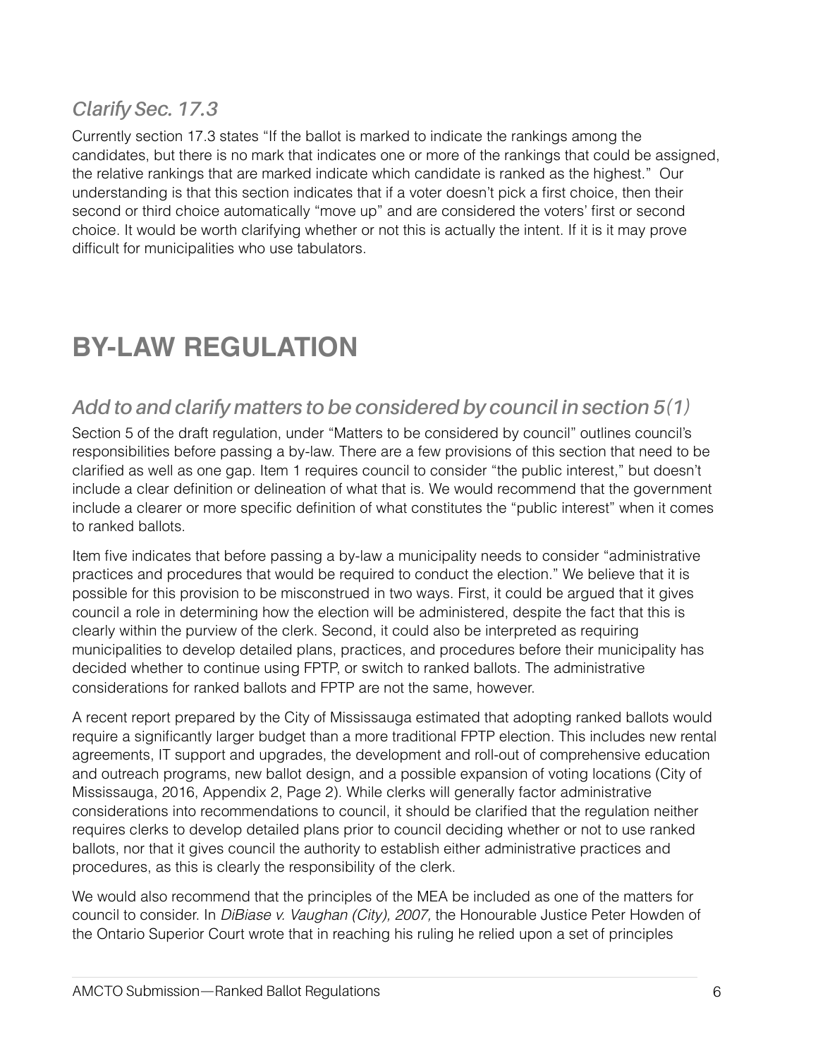### *Clarify Sec. 17.3*

Currently section 17.3 states "If the ballot is marked to indicate the rankings among the candidates, but there is no mark that indicates one or more of the rankings that could be assigned, the relative rankings that are marked indicate which candidate is ranked as the highest." Our understanding is that this section indicates that if a voter doesn't pick a first choice, then their second or third choice automatically "move up" and are considered the voters' first or second choice. It would be worth clarifying whether or not this is actually the intent. If it is it may prove difficult for municipalities who use tabulators.

## BY-LAW REGULATION

### *Add to and clarify matters to be considered by council in section 5(1)*

Section 5 of the draft regulation, under "Matters to be considered by council" outlines council's responsibilities before passing a by-law. There are a few provisions of this section that need to be clarified as well as one gap. Item 1 requires council to consider "the public interest," but doesn't include a clear definition or delineation of what that is. We would recommend that the government include a clearer or more specific definition of what constitutes the "public interest" when it comes to ranked ballots.

Item five indicates that before passing a by-law a municipality needs to consider "administrative practices and procedures that would be required to conduct the election." We believe that it is possible for this provision to be misconstrued in two ways. First, it could be argued that it gives council a role in determining how the election will be administered, despite the fact that this is clearly within the purview of the clerk. Second, it could also be interpreted as requiring municipalities to develop detailed plans, practices, and procedures before their municipality has decided whether to continue using FPTP, or switch to ranked ballots. The administrative considerations for ranked ballots and FPTP are not the same, however.

A recent report prepared by the City of Mississauga estimated that adopting ranked ballots would require a significantly larger budget than a more traditional FPTP election. This includes new rental agreements, IT support and upgrades, the development and roll-out of comprehensive education and outreach programs, new ballot design, and a possible expansion of voting locations (City of Mississauga, 2016, Appendix 2, Page 2). While clerks will generally factor administrative considerations into recommendations to council, it should be clarified that the regulation neither requires clerks to develop detailed plans prior to council deciding whether or not to use ranked ballots, nor that it gives council the authority to establish either administrative practices and procedures, as this is clearly the responsibility of the clerk.

We would also recommend that the principles of the MEA be included as one of the matters for council to consider. In *DiBiase v. Vaughan (City), 2007,* the Honourable Justice Peter Howden of the Ontario Superior Court wrote that in reaching his ruling he relied upon a set of principles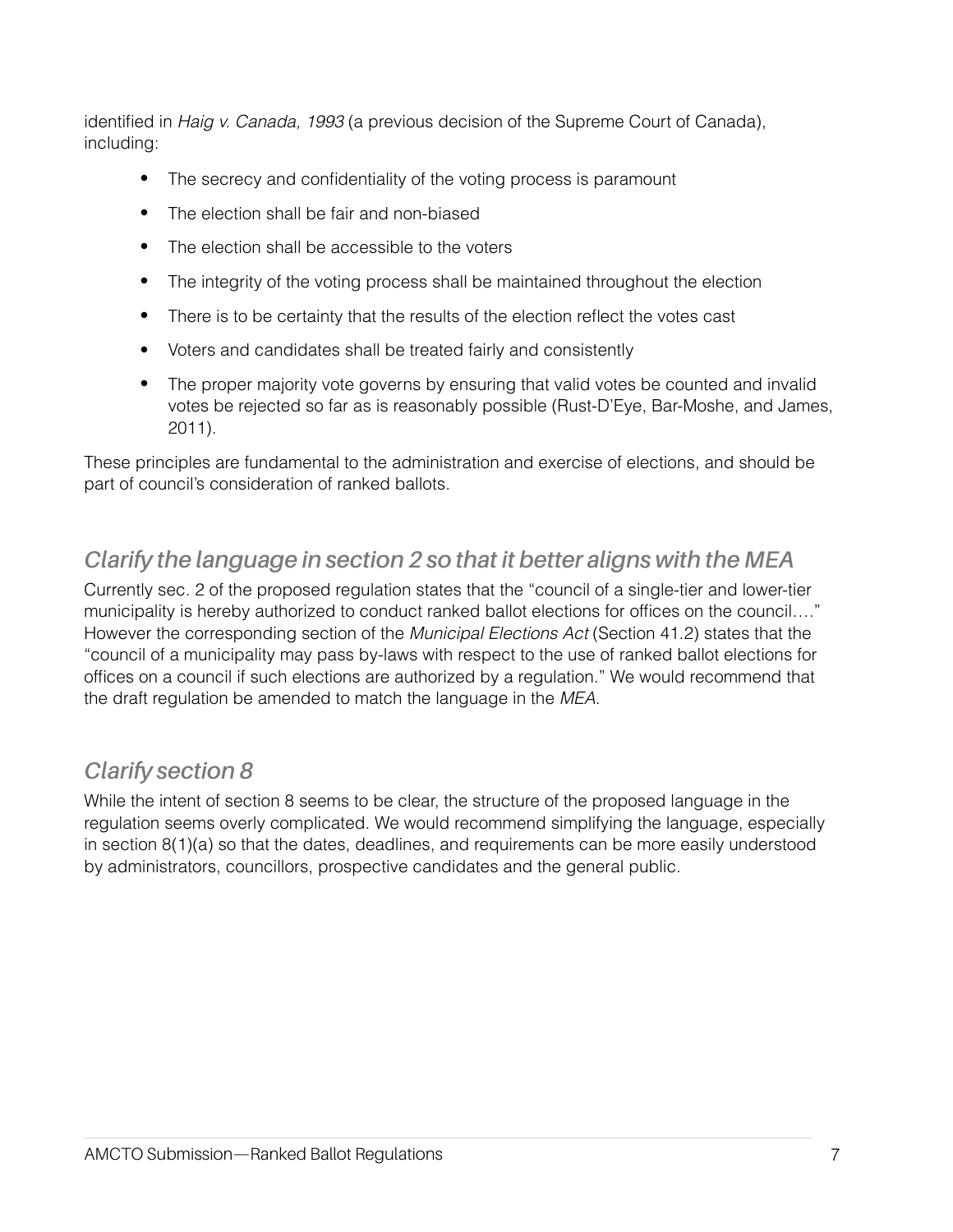identified in *Haig v. Canada, 1993* (a previous decision of the Supreme Court of Canada), including:

- The secrecy and confidentiality of the voting process is paramount
- The election shall be fair and non-biased
- The election shall be accessible to the voters
- The integrity of the voting process shall be maintained throughout the election
- There is to be certainty that the results of the election reflect the votes cast
- Voters and candidates shall be treated fairly and consistently
- The proper majority vote governs by ensuring that valid votes be counted and invalid votes be rejected so far as is reasonably possible (Rust-D'Eye, Bar-Moshe, and James, 2011).

These principles are fundamental to the administration and exercise of elections, and should be part of council's consideration of ranked ballots.

## *Clarify the language in section 2 so that it better aligns with the MEA*

Currently sec. 2 of the proposed regulation states that the "council of a single-tier and lower-tier municipality is hereby authorized to conduct ranked ballot elections for offices on the council…." However the corresponding section of the *Municipal Elections Act* (Section 41.2) states that the "council of a municipality may pass by-laws with respect to the use of ranked ballot elections for offices on a council if such elections are authorized by a regulation." We would recommend that the draft regulation be amended to match the language in the *MEA*.

## *Clarify section 8*

While the intent of section 8 seems to be clear, the structure of the proposed language in the regulation seems overly complicated. We would recommend simplifying the language, especially in section 8(1)(a) so that the dates, deadlines, and requirements can be more easily understood by administrators, councillors, prospective candidates and the general public.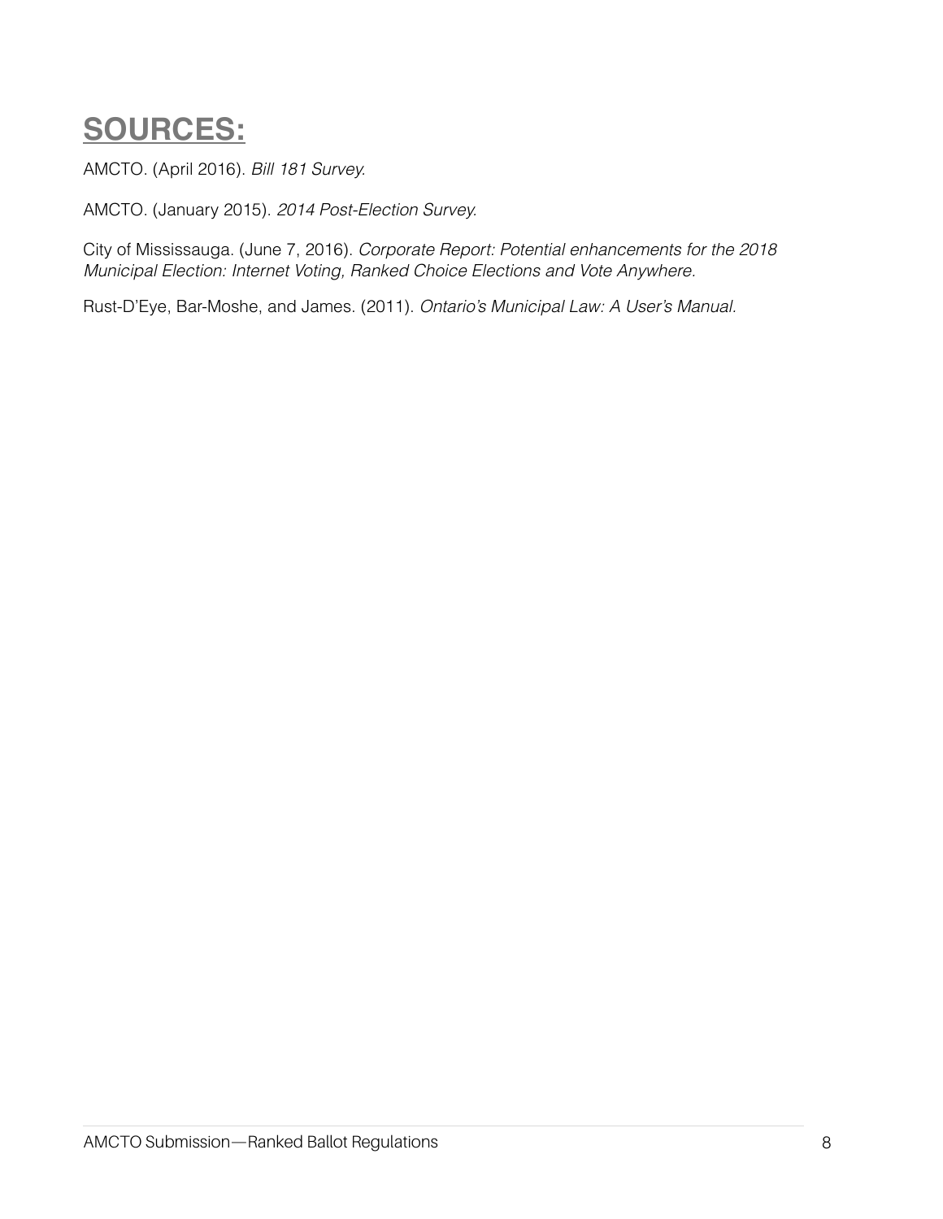# SOURCES:

AMCTO. (April 2016). *Bill 181 Survey.*

AMCTO. (January 2015). *2014 Post-Election Survey.*

City of Mississauga. (June 7, 2016). *Corporate Report: Potential enhancements for the 2018 Municipal Election: Internet Voting, Ranked Choice Elections and Vote Anywhere.*

Rust-D'Eye, Bar-Moshe, and James. (2011). *Ontario's Municipal Law: A User's Manual.*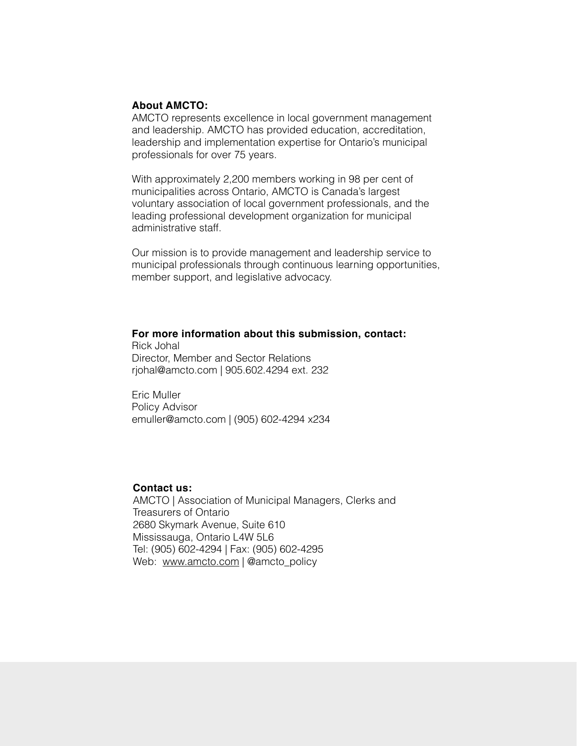**About AMCTO:**

AMCTO represents excellence in local government management and leadership. AMCTO has provided education, accreditation, leadership and implementation expertise for Ontario's municipal professionals for over 75 years.

With approximately 2,200 members working in 98 per cent of municipalities across Ontario, AMCTO is Canada's largest voluntary association of local government professionals, and the leading professional development organization for municipal administrative staff.

Our mission is to provide management and leadership service to municipal professionals through continuous learning opportunities, member support, and legislative advocacy.

**For more information about this submission, contact:**

Rick Johal
Director, Member and Sector Relations
rjohal@amcto.com | 905.602.4294 ext. 232

Eric Muller
Policy Advisor
emuller@amcto.com | (905) 602-4294 x234

**Contact us:**

AMCTO | Association of Municipal Managers, Clerks and Treasurers of Ontario
2680 Skymark Avenue, Suite 610
Mississauga, Ontario L4W 5L6
Tel: (905) 602-4294 | Fax: (905) 602-4295
Web: www.amcto.com | @amcto_policy